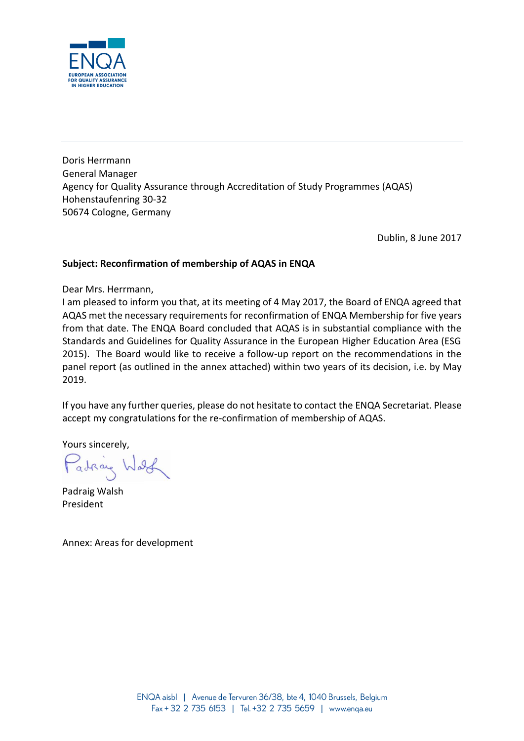Doris Herrmann
General Manager
Agency for Quality Assurance through Accreditation of Study Programmes (AQAS)
Hohenstaufenring 30-32
50674 Cologne, Germany

Dublin, 8 June 2017

**Subject: Reconfirmation of membership of AQAS in ENQA**

Dear Mrs. Herrmann,

I am pleased to inform you that, at its meeting of 4 May 2017, the Board of ENQA agreed that AQAS met the necessary requirements for reconfirmation of ENQA Membership for five years from that date. The ENQA Board concluded that AQAS is in substantial compliance with the Standards and Guidelines for Quality Assurance in the European Higher Education Area (ESG 2015). The Board would like to receive a follow-up report on the recommendations in the panel report (as outlined in the annex attached) within two years of its decision, i.e. by May 2019.

If you have any further queries, please do not hesitate to contact the ENQA Secretariat. Please accept my congratulations for the re-confirmation of membership of AQAS.

Yours sincerely,

Padraig Walsh

Padraig Walsh
President

Annex: Areas for development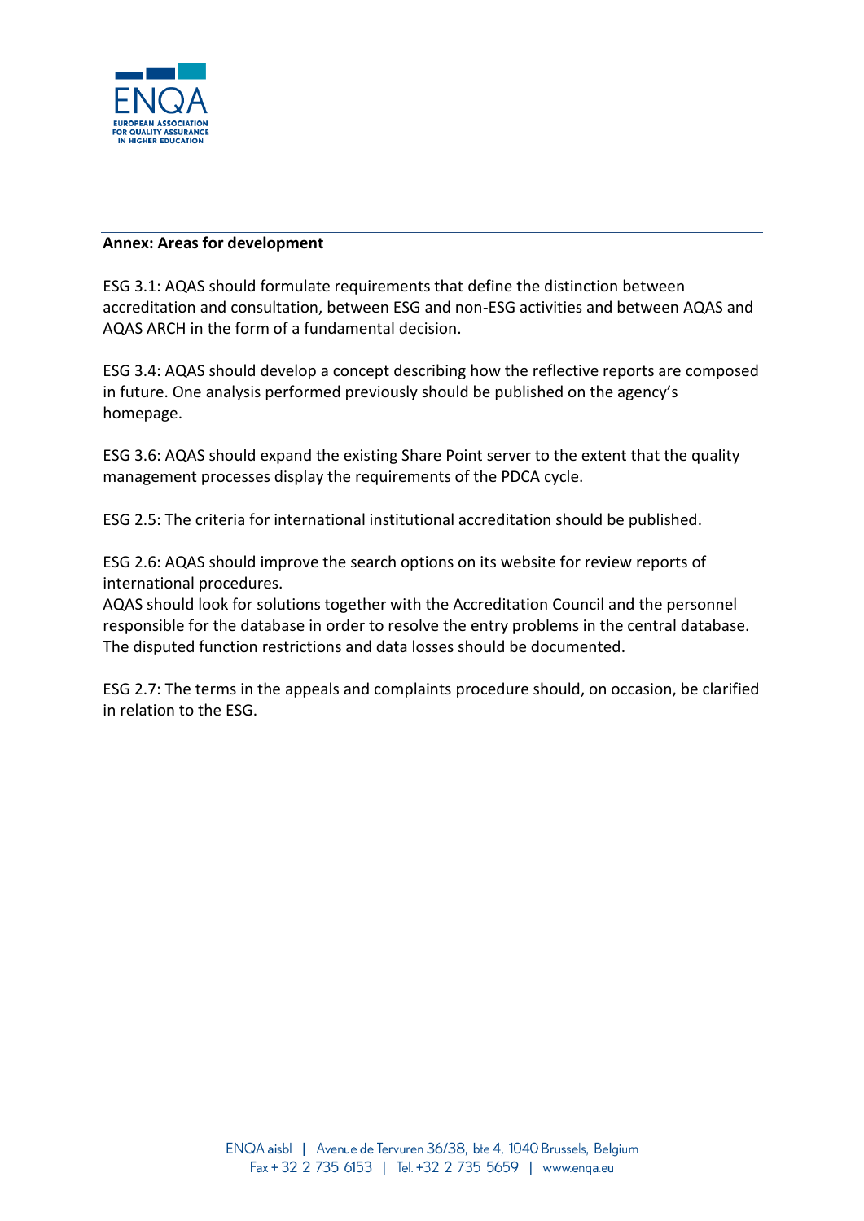**Annex: Areas for development**

ESG 3.1: AQAS should formulate requirements that define the distinction between accreditation and consultation, between ESG and non-ESG activities and between AQAS and AQAS ARCH in the form of a fundamental decision.

ESG 3.4: AQAS should develop a concept describing how the reflective reports are composed in future. One analysis performed previously should be published on the agency's homepage.

ESG 3.6: AQAS should expand the existing Share Point server to the extent that the quality management processes display the requirements of the PDCA cycle.

ESG 2.5: The criteria for international institutional accreditation should be published.

ESG 2.6: AQAS should improve the search options on its website for review reports of international procedures.
AQAS should look for solutions together with the Accreditation Council and the personnel responsible for the database in order to resolve the entry problems in the central database. The disputed function restrictions and data losses should be documented.

ESG 2.7: The terms in the appeals and complaints procedure should, on occasion, be clarified in relation to the ESG.